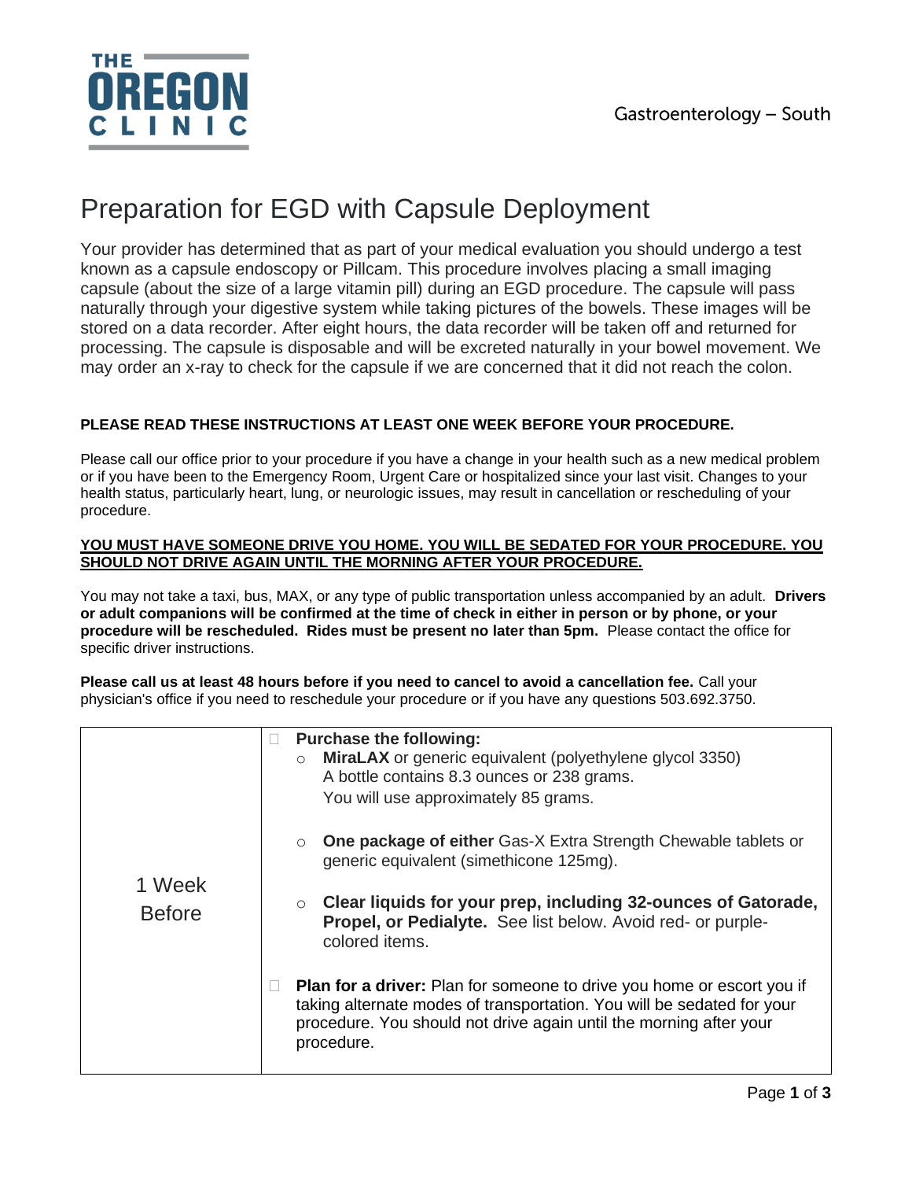THE OREGON CLINIC

Gastroenterology – South

# Preparation for EGD with Capsule Deployment

Your provider has determined that as part of your medical evaluation you should undergo a test known as a capsule endoscopy or Pillcam. This procedure involves placing a small imaging capsule (about the size of a large vitamin pill) during an EGD procedure. The capsule will pass naturally through your digestive system while taking pictures of the bowels. These images will be stored on a data recorder. After eight hours, the data recorder will be taken off and returned for processing. The capsule is disposable and will be excreted naturally in your bowel movement. We may order an x-ray to check for the capsule if we are concerned that it did not reach the colon.

**PLEASE READ THESE INSTRUCTIONS AT LEAST ONE WEEK BEFORE YOUR PROCEDURE.**

Please call our office prior to your procedure if you have a change in your health such as a new medical problem or if you have been to the Emergency Room, Urgent Care or hospitalized since your last visit. Changes to your health status, particularly heart, lung, or neurologic issues, may result in cancellation or rescheduling of your procedure.

**<u>YOU MUST HAVE SOMEONE DRIVE YOU HOME. YOU WILL BE SEDATED FOR YOUR PROCEDURE. YOU SHOULD NOT DRIVE AGAIN UNTIL THE MORNING AFTER YOUR PROCEDURE.</u>**

You may not take a taxi, bus, MAX, or any type of public transportation unless accompanied by an adult. **Drivers or adult companions will be confirmed at the time of check in either in person or by phone, or your procedure will be rescheduled. Rides must be present no later than 5pm.** Please contact the office for specific driver instructions.

**Please call us at least 48 hours before if you need to cancel to avoid a cancellation fee.** Call your physician's office if you need to reschedule your procedure or if you have any questions 503.692.3750.

| | |
|---|---|
| 1 Week Before | ☐ **Purchase the following:**<br>○ **MiraLAX** or generic equivalent (polyethylene glycol 3350) A bottle contains 8.3 ounces or 238 grams. You will use approximately 85 grams.<br>○ **One package of either** Gas-X Extra Strength Chewable tablets or generic equivalent (simethicone 125mg).<br>○ **Clear liquids for your prep, including 32-ounces of Gatorade, Propel, or Pedialyte.** See list below. Avoid red- or purple-colored items.<br><br>☐ **Plan for a driver:** Plan for someone to drive you home or escort you if taking alternate modes of transportation. You will be sedated for your procedure. You should not drive again until the morning after your procedure. |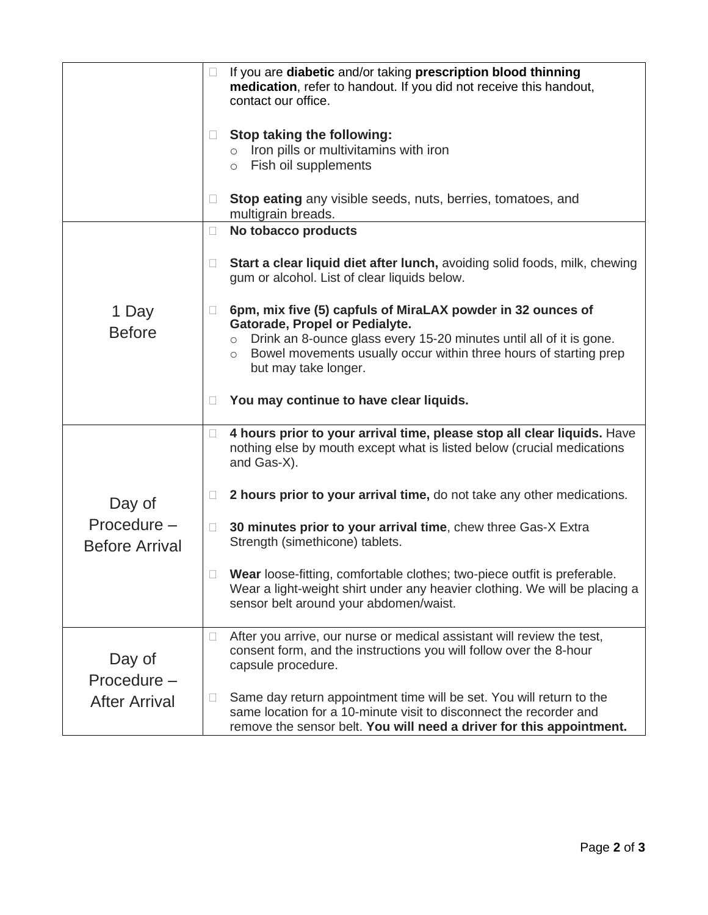| | |
|---|---|
| | ☐ If you are **diabetic** and/or taking **prescription blood thinning medication**, refer to handout. If you did not receive this handout, contact our office.<br><br>☐ **Stop taking the following:**<br>○ Iron pills or multivitamins with iron<br>○ Fish oil supplements<br><br>☐ **Stop eating** any visible seeds, nuts, berries, tomatoes, and multigrain breads. |
| 1 Day Before | ☐ **No tobacco products**<br><br>☐ **Start a clear liquid diet after lunch,** avoiding solid foods, milk, chewing gum or alcohol. List of clear liquids below.<br><br>☐ **6pm, mix five (5) capfuls of MiraLAX powder in 32 ounces of Gatorade, Propel or Pedialyte.**<br>○ Drink an 8-ounce glass every 15-20 minutes until all of it is gone.<br>○ Bowel movements usually occur within three hours of starting prep but may take longer.<br><br>☐ **You may continue to have clear liquids.** |
| Day of Procedure – Before Arrival | ☐ **4 hours prior to your arrival time, please stop all clear liquids.** Have nothing else by mouth except what is listed below (crucial medications and Gas-X).<br><br>☐ **2 hours prior to your arrival time,** do not take any other medications.<br><br>☐ **30 minutes prior to your arrival time**, chew three Gas-X Extra Strength (simethicone) tablets.<br><br>☐ **Wear** loose-fitting, comfortable clothes; two-piece outfit is preferable. Wear a light-weight shirt under any heavier clothing. We will be placing a sensor belt around your abdomen/waist. |
| Day of Procedure – After Arrival | ☐ After you arrive, our nurse or medical assistant will review the test, consent form, and the instructions you will follow over the 8-hour capsule procedure.<br><br>☐ Same day return appointment time will be set. You will return to the same location for a 10-minute visit to disconnect the recorder and remove the sensor belt. **You will need a driver for this appointment.** |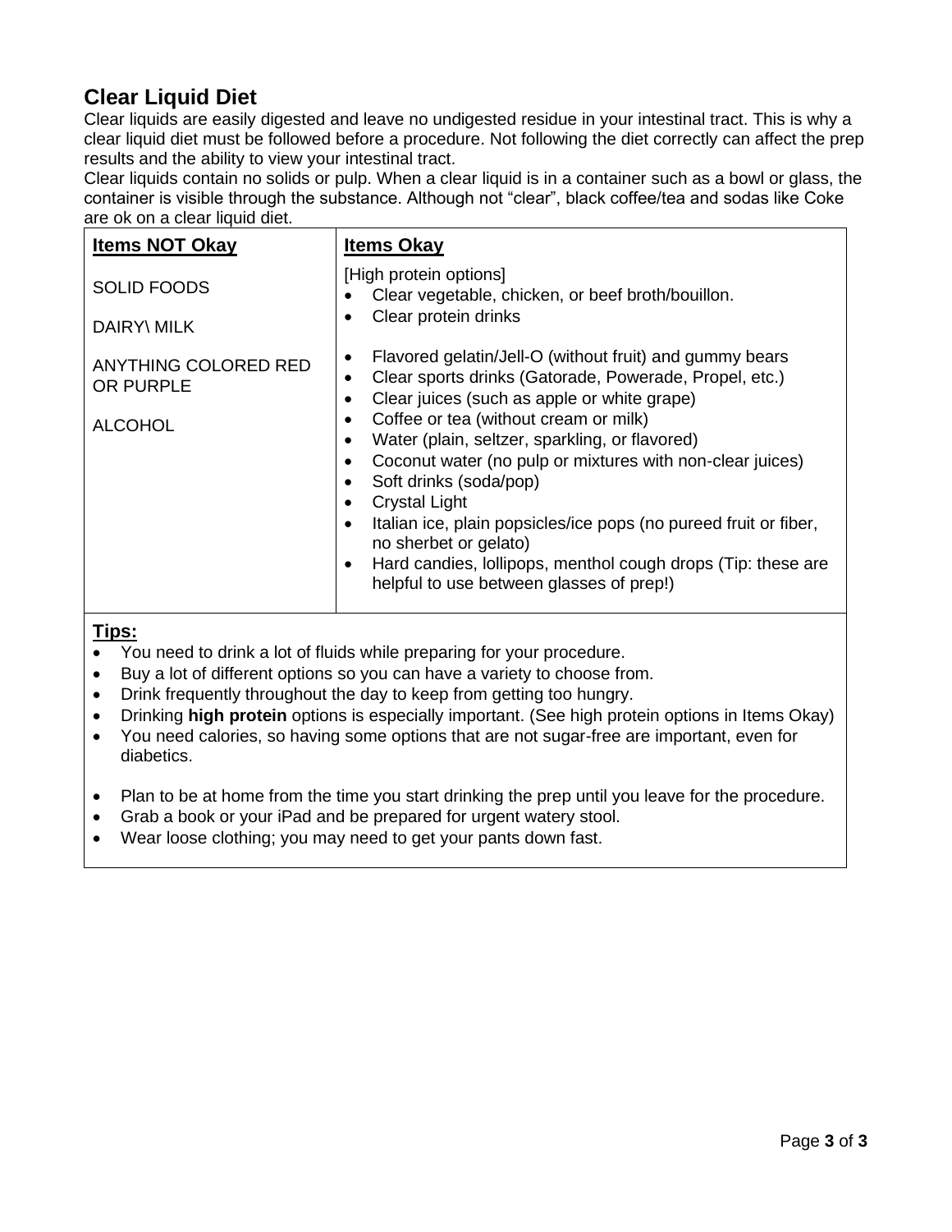## Clear Liquid Diet

Clear liquids are easily digested and leave no undigested residue in your intestinal tract. This is why a clear liquid diet must be followed before a procedure. Not following the diet correctly can affect the prep results and the ability to view your intestinal tract.

Clear liquids contain no solids or pulp. When a clear liquid is in a container such as a bowl or glass, the container is visible through the substance. Although not "clear", black coffee/tea and sodas like Coke are ok on a clear liquid diet.

| **Items NOT Okay** | **Items Okay** |
| --- | --- |
| SOLID FOODS<br><br>DAIRY\ MILK<br><br>ANYTHING COLORED RED OR PURPLE<br><br>ALCOHOL | [High protein options]<br>• Clear vegetable, chicken, or beef broth/bouillon.<br>• Clear protein drinks<br><br>• Flavored gelatin/Jell-O (without fruit) and gummy bears<br>• Clear sports drinks (Gatorade, Powerade, Propel, etc.)<br>• Clear juices (such as apple or white grape)<br>• Coffee or tea (without cream or milk)<br>• Water (plain, seltzer, sparkling, or flavored)<br>• Coconut water (no pulp or mixtures with non-clear juices)<br>• Soft drinks (soda/pop)<br>• Crystal Light<br>• Italian ice, plain popsicles/ice pops (no pureed fruit or fiber, no sherbet or gelato)<br>• Hard candies, lollipops, menthol cough drops (Tip: these are helpful to use between glasses of prep!) |

**Tips:**

- You need to drink a lot of fluids while preparing for your procedure.
- Buy a lot of different options so you can have a variety to choose from.
- Drink frequently throughout the day to keep from getting too hungry.
- Drinking **high protein** options is especially important. (See high protein options in Items Okay)
- You need calories, so having some options that are not sugar-free are important, even for diabetics.

- Plan to be at home from the time you start drinking the prep until you leave for the procedure.
- Grab a book or your iPad and be prepared for urgent watery stool.
- Wear loose clothing; you may need to get your pants down fast.